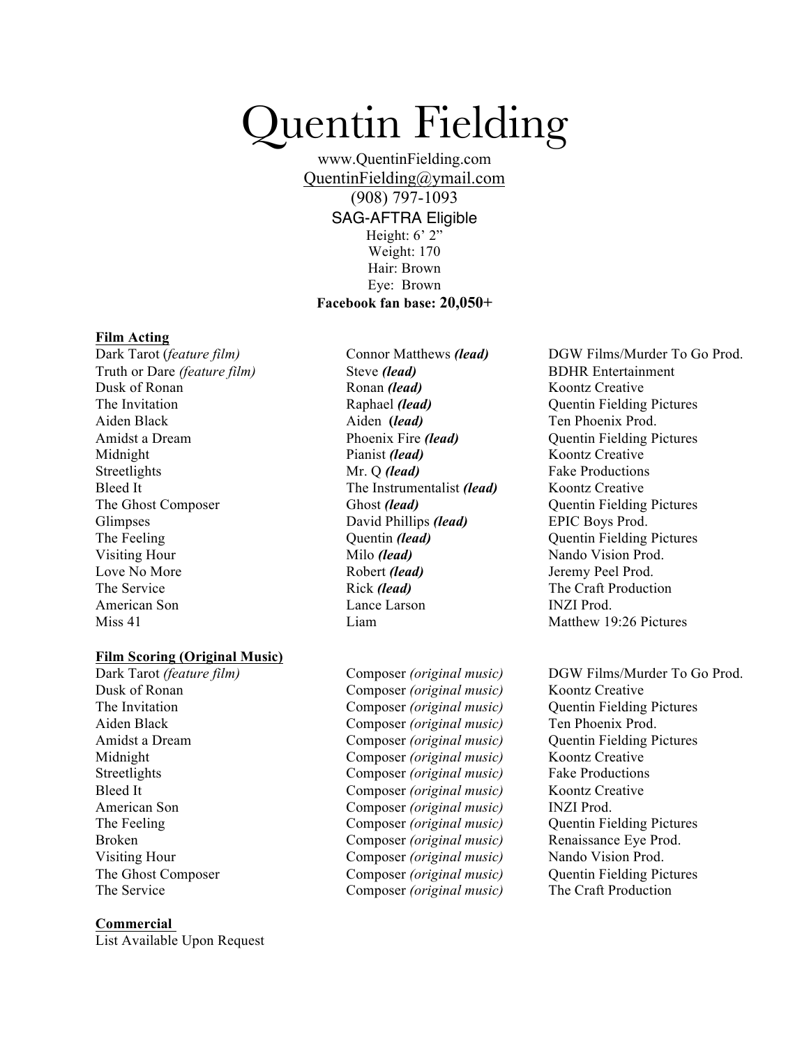# Quentin Fielding

www.QuentinFielding.com
QuentinFielding@ymail.com
(908) 797-1093
SAG-AFTRA Eligible
Height: 6' 2"
Weight: 170
Hair: Brown
Eye: Brown
**Facebook fan base: 20,050+**

**Film Acting**

| | | |
|---|---|---|
| Dark Tarot (*feature film)* | Connor Matthews ***(lead)*** | DGW Films/Murder To Go Prod. |
| Truth or Dare *(feature film)* | Steve ***(lead)*** | BDHR Entertainment |
| Dusk of Ronan | Ronan ***(lead)*** | Koontz Creative |
| The Invitation | Raphael ***(lead)*** | Quentin Fielding Pictures |
| Aiden Black | Aiden ***(lead)*** | Ten Phoenix Prod. |
| Amidst a Dream | Phoenix Fire ***(lead)*** | Quentin Fielding Pictures |
| Midnight | Pianist ***(lead)*** | Koontz Creative |
| Streetlights | Mr. Q ***(lead)*** | Fake Productions |
| Bleed It | The Instrumentalist ***(lead)*** | Koontz Creative |
| The Ghost Composer | Ghost ***(lead)*** | Quentin Fielding Pictures |
| Glimpses | David Phillips ***(lead)*** | EPIC Boys Prod. |
| The Feeling | Quentin ***(lead)*** | Quentin Fielding Pictures |
| Visiting Hour | Milo ***(lead)*** | Nando Vision Prod. |
| Love No More | Robert ***(lead)*** | Jeremy Peel Prod. |
| The Service | Rick ***(lead)*** | The Craft Production |
| American Son | Lance Larson | INZI Prod. |
| Miss 41 | Liam | Matthew 19:26 Pictures |

**Film Scoring (Original Music)**

| | | |
|---|---|---|
| Dark Tarot *(feature film)* | Composer *(original music)* | DGW Films/Murder To Go Prod. |
| Dusk of Ronan | Composer *(original music)* | Koontz Creative |
| The Invitation | Composer *(original music)* | Quentin Fielding Pictures |
| Aiden Black | Composer *(original music)* | Ten Phoenix Prod. |
| Amidst a Dream | Composer *(original music)* | Quentin Fielding Pictures |
| Midnight | Composer *(original music)* | Koontz Creative |
| Streetlights | Composer *(original music)* | Fake Productions |
| Bleed It | Composer *(original music)* | Koontz Creative |
| American Son | Composer *(original music)* | INZI Prod. |
| The Feeling | Composer *(original music)* | Quentin Fielding Pictures |
| Broken | Composer *(original music)* | Renaissance Eye Prod. |
| Visiting Hour | Composer *(original music)* | Nando Vision Prod. |
| The Ghost Composer | Composer *(original music)* | Quentin Fielding Pictures |
| The Service | Composer *(original music)* | The Craft Production |

**Commercial**

List Available Upon Request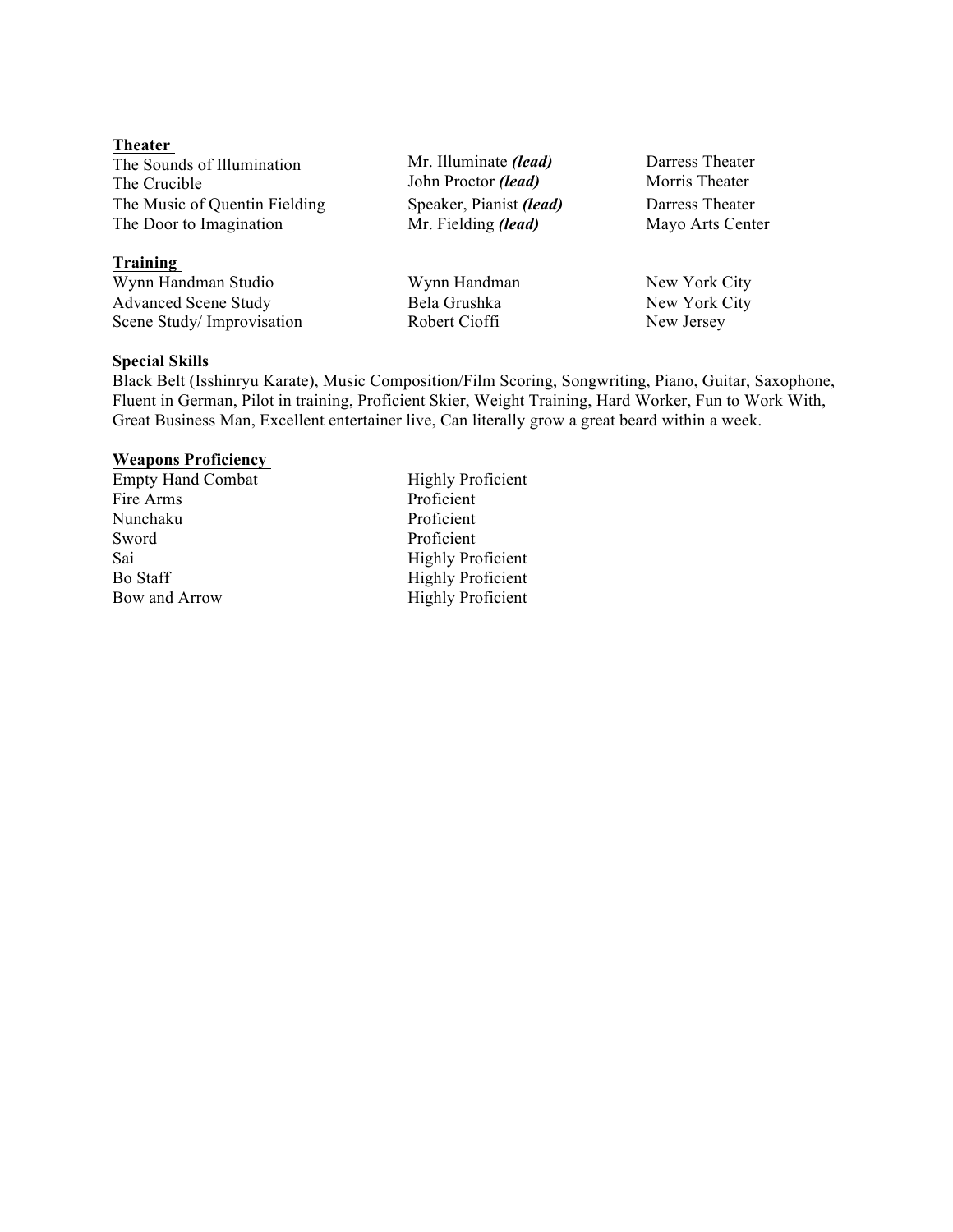**Theater**

| | | |
|---|---|---|
| The Sounds of Illumination | Mr. Illuminate ***(lead)*** | Darress Theater |
| The Crucible | John Proctor ***(lead)*** | Morris Theater |
| The Music of Quentin Fielding | Speaker, Pianist ***(lead)*** | Darress Theater |
| The Door to Imagination | Mr. Fielding ***(lead)*** | Mayo Arts Center |

**Training**

| | | |
|---|---|---|
| Wynn Handman Studio | Wynn Handman | New York City |
| Advanced Scene Study | Bela Grushka | New York City |
| Scene Study/ Improvisation | Robert Cioffi | New Jersey |

**Special Skills**

Black Belt (Isshinryu Karate), Music Composition/Film Scoring, Songwriting, Piano, Guitar, Saxophone, Fluent in German, Pilot in training, Proficient Skier, Weight Training, Hard Worker, Fun to Work With, Great Business Man, Excellent entertainer live, Can literally grow a great beard within a week.

**Weapons Proficiency**

| | |
|---|---|
| Empty Hand Combat | Highly Proficient |
| Fire Arms | Proficient |
| Nunchaku | Proficient |
| Sword | Proficient |
| Sai | Highly Proficient |
| Bo Staff | Highly Proficient |
| Bow and Arrow | Highly Proficient |